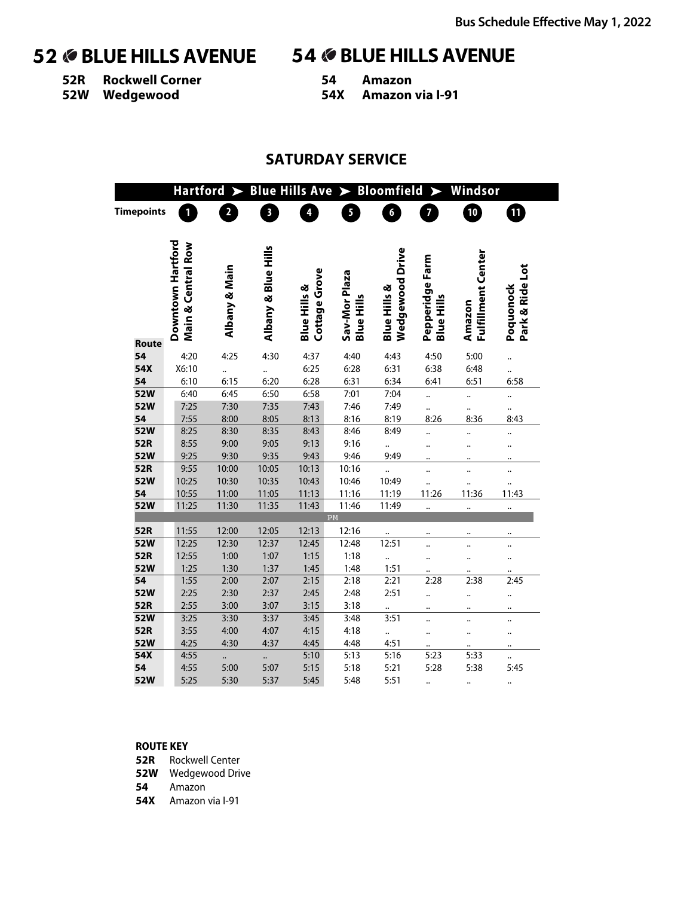Bus Schedule Effective May 1, 2022

# 52 BLUE HILLS AVENUE

**52R** Rockwell Corner
**52W** Wedgewood

# 54 BLUE HILLS AVENUE

**54** Amazon
**54X** Amazon via I-91

## SATURDAY SERVICE

Hartford ➤ Blue Hills Ave ➤ Bloomfield ➤ Windsor

| Timepoints | 1 | 2 | 3 | 4 | 5 | 6 | 7 | 10 | 11 |
|---|---|---|---|---|---|---|---|---|---|
| Route | Downtown Hartford Main & Central Row | Albany & Main | Albany & Blue Hills | Blue Hills & Cottage Grove | Sav-Mor Plaza Blue Hills | Blue Hills & Wedgewood Drive | Pepperidge Farm Blue Hills | Amazon Fulfillment Center | Poquonock Park & Ride Lot |
| 54 | 4:20 | 4:25 | 4:30 | 4:37 | 4:40 | 4:43 | 4:50 | 5:00 | .. |
| 54X | X6:10 | .. | .. | 6:25 | 6:28 | 6:31 | 6:38 | 6:48 | .. |
| 54 | 6:10 | 6:15 | 6:20 | 6:28 | 6:31 | 6:34 | 6:41 | 6:51 | 6:58 |
| 52W | 6:40 | 6:45 | 6:50 | 6:58 | 7:01 | 7:04 | .. | .. | .. |
| 52W | 7:25 | 7:30 | 7:35 | 7:43 | 7:46 | 7:49 | .. | .. | .. |
| 54 | 7:55 | 8:00 | 8:05 | 8:13 | 8:16 | 8:19 | 8:26 | 8:36 | 8:43 |
| 52W | 8:25 | 8:30 | 8:35 | 8:43 | 8:46 | 8:49 | .. | .. | .. |
| 52R | 8:55 | 9:00 | 9:05 | 9:13 | 9:16 | .. | .. | .. | .. |
| 52W | 9:25 | 9:30 | 9:35 | 9:43 | 9:46 | 9:49 | .. | .. | .. |
| 52R | 9:55 | 10:00 | 10:05 | 10:13 | 10:16 | .. | .. | .. | .. |
| 52W | 10:25 | 10:30 | 10:35 | 10:43 | 10:46 | 10:49 | .. | .. | .. |
| 54 | 10:55 | 11:00 | 11:05 | 11:13 | 11:16 | 11:19 | 11:26 | 11:36 | 11:43 |
| 52W | 11:25 | 11:30 | 11:35 | 11:43 | 11:46 | 11:49 | .. | .. | .. |
| PM | | | | | | | | | |
| 52R | 11:55 | 12:00 | 12:05 | 12:13 | 12:16 | .. | .. | .. | .. |
| 52W | 12:25 | 12:30 | 12:37 | 12:45 | 12:48 | 12:51 | .. | .. | .. |
| 52R | 12:55 | 1:00 | 1:07 | 1:15 | 1:18 | .. | .. | .. | .. |
| 52W | 1:25 | 1:30 | 1:37 | 1:45 | 1:48 | 1:51 | .. | .. | .. |
| 54 | 1:55 | 2:00 | 2:07 | 2:15 | 2:18 | 2:21 | 2:28 | 2:38 | 2:45 |
| 52W | 2:25 | 2:30 | 2:37 | 2:45 | 2:48 | 2:51 | .. | .. | .. |
| 52R | 2:55 | 3:00 | 3:07 | 3:15 | 3:18 | .. | .. | .. | .. |
| 52W | 3:25 | 3:30 | 3:37 | 3:45 | 3:48 | 3:51 | .. | .. | .. |
| 52R | 3:55 | 4:00 | 4:07 | 4:15 | 4:18 | .. | .. | .. | .. |
| 52W | 4:25 | 4:30 | 4:37 | 4:45 | 4:48 | 4:51 | .. | .. | .. |
| 54X | 4:55 | .. | .. | 5:10 | 5:13 | 5:16 | 5:23 | 5:33 | .. |
| 54 | 4:55 | 5:00 | 5:07 | 5:15 | 5:18 | 5:21 | 5:28 | 5:38 | 5:45 |
| 52W | 5:25 | 5:30 | 5:37 | 5:45 | 5:48 | 5:51 | .. | .. | .. |

**ROUTE KEY**

**52R** Rockwell Center
**52W** Wedgewood Drive
**54** Amazon
**54X** Amazon via I-91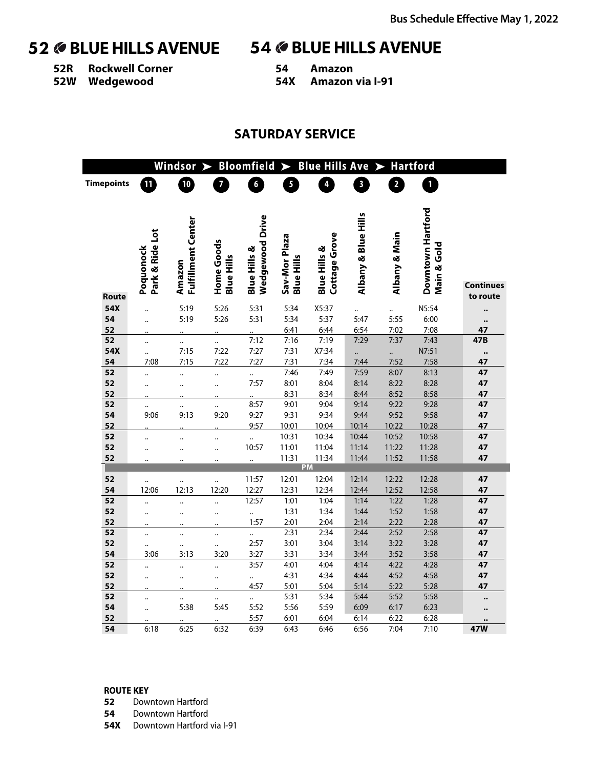**Bus Schedule Effective May 1, 2022**

# 52 BLUE HILLS AVENUE

**52R** Rockwell Corner
**52W** Wedgewood

# 54 BLUE HILLS AVENUE

**54** Amazon
**54X** Amazon via I-91

## SATURDAY SERVICE

Windsor ➤ Bloomfield ➤ Blue Hills Ave ➤ Hartford

| Timepoints | 11 | 10 | 7 | 6 | 5 | 4 | 3 | 2 | 1 | |
|---|---|---|---|---|---|---|---|---|---|---|
| Route | Poquonock Park & Ride Lot | Amazon Fulfillment Center | Home Goods Blue Hills | Blue Hills & Wedgewood Drive | Sav-Mor Plaza Blue Hills | Blue Hills & Cottage Grove | Albany & Blue Hills | Albany & Main | Downtown Hartford Main & Gold | Continues to route |
| 54X | .. | 5:19 | 5:26 | 5:31 | 5:34 | X5:37 | .. | .. | N5:54 | .. |
| 54 | .. | 5:19 | 5:26 | 5:31 | 5:34 | 5:37 | 5:47 | 5:55 | 6:00 | .. |
| 52 | .. | .. | .. | .. | 6:41 | 6:44 | 6:54 | 7:02 | 7:08 | 47 |
| 52 | .. | .. | .. | 7:12 | 7:16 | 7:19 | 7:29 | 7:37 | 7:43 | 47B |
| 54X | .. | 7:15 | 7:22 | 7:27 | 7:31 | X7:34 | .. | .. | N7:51 | .. |
| 54 | 7:08 | 7:15 | 7:22 | 7:27 | 7:31 | 7:34 | 7:44 | 7:52 | 7:58 | 47 |
| 52 | .. | .. | .. | .. | 7:46 | 7:49 | 7:59 | 8:07 | 8:13 | 47 |
| 52 | .. | .. | .. | 7:57 | 8:01 | 8:04 | 8:14 | 8:22 | 8:28 | 47 |
| 52 | .. | .. | .. | .. | 8:31 | 8:34 | 8:44 | 8:52 | 8:58 | 47 |
| 52 | .. | .. | .. | 8:57 | 9:01 | 9:04 | 9:14 | 9:22 | 9:28 | 47 |
| 54 | 9:06 | 9:13 | 9:20 | 9:27 | 9:31 | 9:34 | 9:44 | 9:52 | 9:58 | 47 |
| 52 | .. | .. | .. | 9:57 | 10:01 | 10:04 | 10:14 | 10:22 | 10:28 | 47 |
| 52 | .. | .. | .. | .. | 10:31 | 10:34 | 10:44 | 10:52 | 10:58 | 47 |
| 52 | .. | .. | .. | 10:57 | 11:01 | 11:04 | 11:14 | 11:22 | 11:28 | 47 |
| 52 | .. | .. | .. | .. | 11:31 | 11:34 | 11:44 | 11:52 | 11:58 | 47 |
| **PM** | | | | | | | | | | |
| 52 | .. | .. | .. | 11:57 | 12:01 | 12:04 | 12:14 | 12:22 | 12:28 | 47 |
| 54 | 12:06 | 12:13 | 12:20 | 12:27 | 12:31 | 12:34 | 12:44 | 12:52 | 12:58 | 47 |
| 52 | .. | .. | .. | 12:57 | 1:01 | 1:04 | 1:14 | 1:22 | 1:28 | 47 |
| 52 | .. | .. | .. | .. | 1:31 | 1:34 | 1:44 | 1:52 | 1:58 | 47 |
| 52 | .. | .. | .. | 1:57 | 2:01 | 2:04 | 2:14 | 2:22 | 2:28 | 47 |
| 52 | .. | .. | .. | .. | 2:31 | 2:34 | 2:44 | 2:52 | 2:58 | 47 |
| 52 | .. | .. | .. | 2:57 | 3:01 | 3:04 | 3:14 | 3:22 | 3:28 | 47 |
| 54 | 3:06 | 3:13 | 3:20 | 3:27 | 3:31 | 3:34 | 3:44 | 3:52 | 3:58 | 47 |
| 52 | .. | .. | .. | 3:57 | 4:01 | 4:04 | 4:14 | 4:22 | 4:28 | 47 |
| 52 | .. | .. | .. | .. | 4:31 | 4:34 | 4:44 | 4:52 | 4:58 | 47 |
| 52 | .. | .. | .. | 4:57 | 5:01 | 5:04 | 5:14 | 5:22 | 5:28 | 47 |
| 52 | .. | .. | .. | .. | 5:31 | 5:34 | 5:44 | 5:52 | 5:58 | .. |
| 54 | .. | 5:38 | 5:45 | 5:52 | 5:56 | 5:59 | 6:09 | 6:17 | 6:23 | .. |
| 52 | .. | .. | .. | 5:57 | 6:01 | 6:04 | 6:14 | 6:22 | 6:28 | .. |
| 54 | 6:18 | 6:25 | 6:32 | 6:39 | 6:43 | 6:46 | 6:56 | 7:04 | 7:10 | 47W |

**ROUTE KEY**

**52** Downtown Hartford
**54** Downtown Hartford
**54X** Downtown Hartford via I-91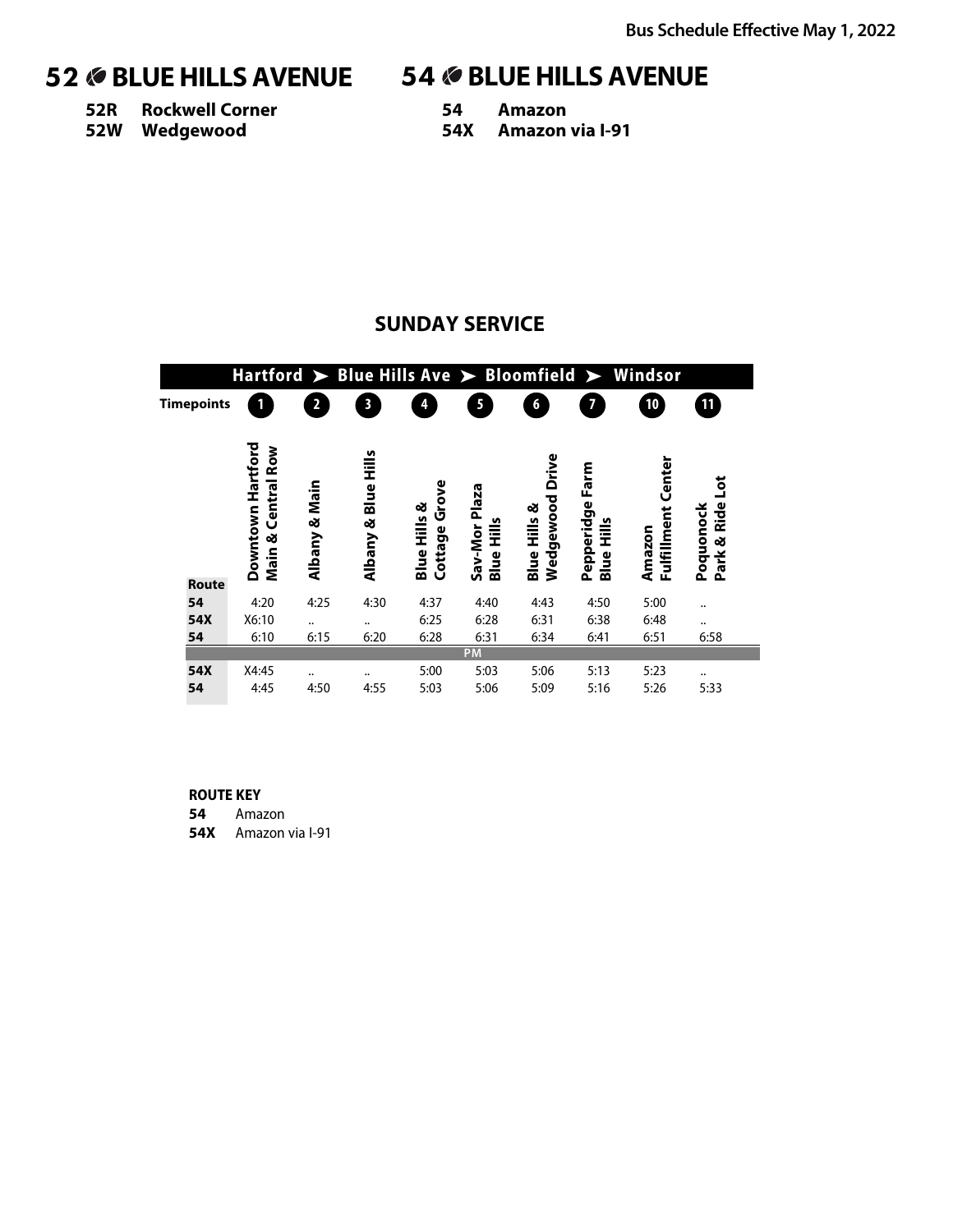**Bus Schedule Effective May 1, 2022**

# 52 BLUE HILLS AVENUE

**52R** Rockwell Corner
**52W** Wedgewood

# 54 BLUE HILLS AVENUE

**54** Amazon
**54X** Amazon via I-91

## SUNDAY SERVICE

**Hartford ➤ Blue Hills Ave ➤ Bloomfield ➤ Windsor**

| Timepoints | 1 | 2 | 3 | 4 | 5 | 6 | 7 | 10 | 11 |
|---|---|---|---|---|---|---|---|---|---|
| Route | Downtown Hartford Main & Central Row | Albany & Main | Albany & Blue Hills | Blue Hills & Cottage Grove | Sav-Mor Plaza Blue Hills | Blue Hills & Wedgewood Drive | Pepperidge Farm Blue Hills | Amazon Fulfillment Center | Poquonock Park & Ride Lot |
| 54 | 4:20 | 4:25 | 4:30 | 4:37 | 4:40 | 4:43 | 4:50 | 5:00 | .. |
| 54X | X6:10 | .. | .. | 6:25 | 6:28 | 6:31 | 6:38 | 6:48 | .. |
| 54 | 6:10 | 6:15 | 6:20 | 6:28 | 6:31 | 6:34 | 6:41 | 6:51 | 6:58 |
| | | | | | PM | | | | |
| 54X | X4:45 | .. | .. | 5:00 | 5:03 | 5:06 | 5:13 | 5:23 | .. |
| 54 | 4:45 | 4:50 | 4:55 | 5:03 | 5:06 | 5:09 | 5:16 | 5:26 | 5:33 |

**ROUTE KEY**

**54** Amazon
**54X** Amazon via I-91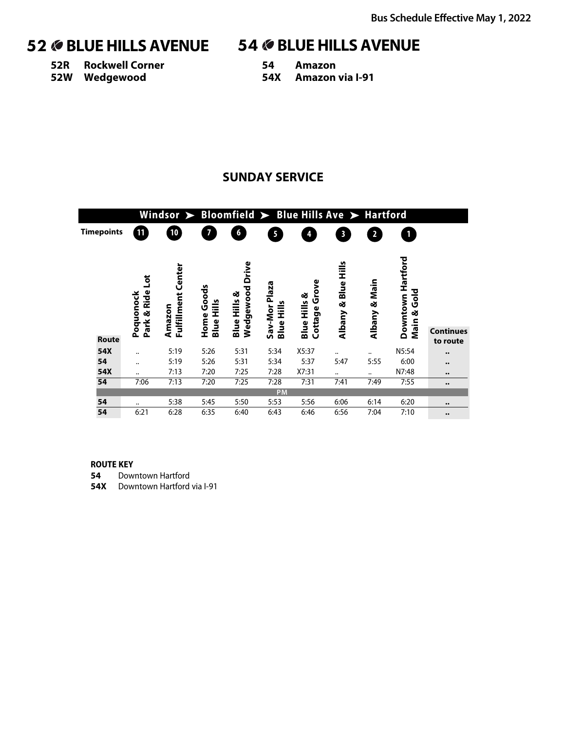Bus Schedule Effective May 1, 2022

# 52 BLUE HILLS AVENUE

**52R** Rockwell Corner
**52W** Wedgewood

# 54 BLUE HILLS AVENUE

**54** Amazon
**54X** Amazon via I-91

## SUNDAY SERVICE

Windsor ➤ Bloomfield ➤ Blue Hills Ave ➤ Hartford

| Timepoints | 11 | 10 | 7 | 6 | 5 | 4 | 3 | 2 | 1 | |
|---|---|---|---|---|---|---|---|---|---|---|
| Route | Poquonock Park & Ride Lot | Amazon Fulfillment Center | Home Goods Blue Hills | Blue Hills & Wedgewood Drive | Sav-Mor Plaza Blue Hills | Blue Hills & Cottage Grove | Albany & Blue Hills | Albany & Main | Downtown Hartford Main & Gold | Continues to route |
| 54X | .. | 5:19 | 5:26 | 5:31 | 5:34 | X5:37 | .. | .. | N5:54 | .. |
| 54 | .. | 5:19 | 5:26 | 5:31 | 5:34 | 5:37 | 5:47 | 5:55 | 6:00 | .. |
| 54X | .. | 7:13 | 7:20 | 7:25 | 7:28 | X7:31 | .. | .. | N7:48 | .. |
| 54 | 7:06 | 7:13 | 7:20 | 7:25 | 7:28 | 7:31 | 7:41 | 7:49 | 7:55 | .. |
| PM | | | | | | | | | | |
| 54 | .. | 5:38 | 5:45 | 5:50 | 5:53 | 5:56 | 6:06 | 6:14 | 6:20 | .. |
| 54 | 6:21 | 6:28 | 6:35 | 6:40 | 6:43 | 6:46 | 6:56 | 7:04 | 7:10 | .. |

**ROUTE KEY**

**54** Downtown Hartford
**54X** Downtown Hartford via I-91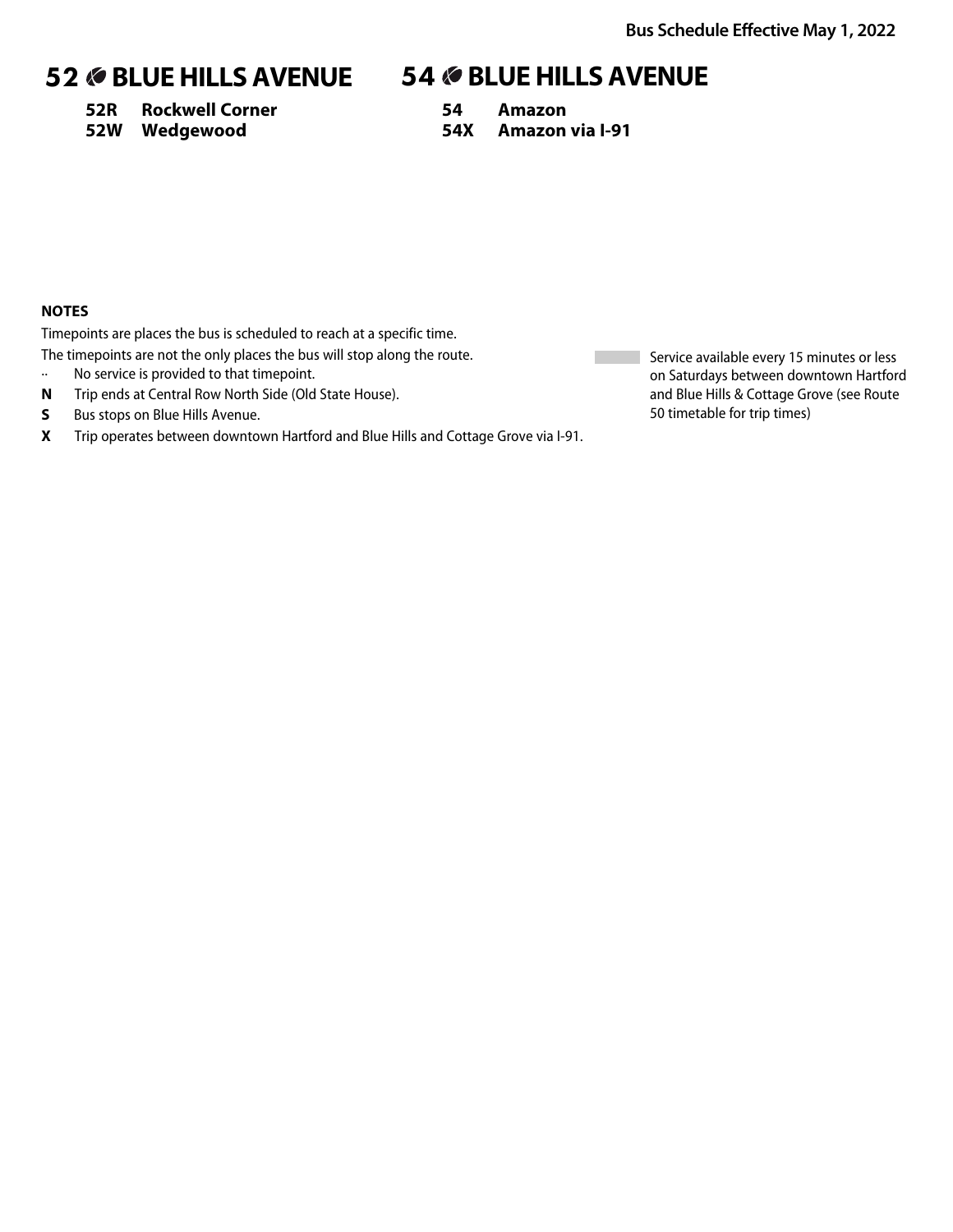Bus Schedule Effective May 1, 2022

# 52 BLUE HILLS AVENUE

**52R Rockwell Corner**
**52W Wedgewood**

# 54 BLUE HILLS AVENUE

**54 Amazon**
**54X Amazon via I-91**

**NOTES**

Timepoints are places the bus is scheduled to reach at a specific time.

The timepoints are not the only places the bus will stop along the route.

- .. No service is provided to that timepoint.
- **N** Trip ends at Central Row North Side (Old State House).
- **S** Bus stops on Blue Hills Avenue.
- **X** Trip operates between downtown Hartford and Blue Hills and Cottage Grove via I-91.

Service available every 15 minutes or less on Saturdays between downtown Hartford and Blue Hills & Cottage Grove (see Route 50 timetable for trip times)